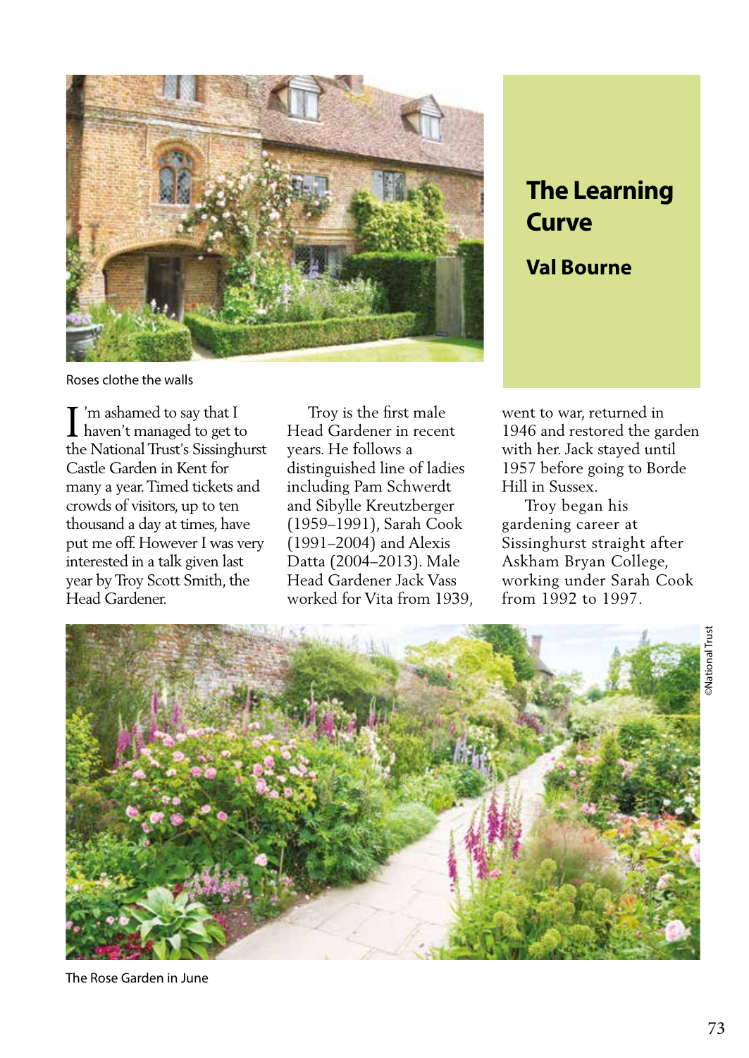# The Learning Curve

## Val Bourne

Roses clothe the walls

I'm ashamed to say that I haven't managed to get to the National Trust's Sissinghurst Castle Garden in Kent for many a year. Timed tickets and crowds of visitors, up to ten thousand a day at times, have put me off. However I was very interested in a talk given last year by Troy Scott Smith, the Head Gardener.

Troy is the first male Head Gardener in recent years. He follows a distinguished line of ladies including Pam Schwerdt and Sibylle Kreutzberger (1959–1991), Sarah Cook (1991–2004) and Alexis Datta (2004–2013). Male Head Gardener Jack Vass worked for Vita from 1939, went to war, returned in 1946 and restored the garden with her. Jack stayed until 1957 before going to Borde Hill in Sussex.

Troy began his gardening career at Sissinghurst straight after Askham Bryan College, working under Sarah Cook from 1992 to 1997.

©National Trust

The Rose Garden in June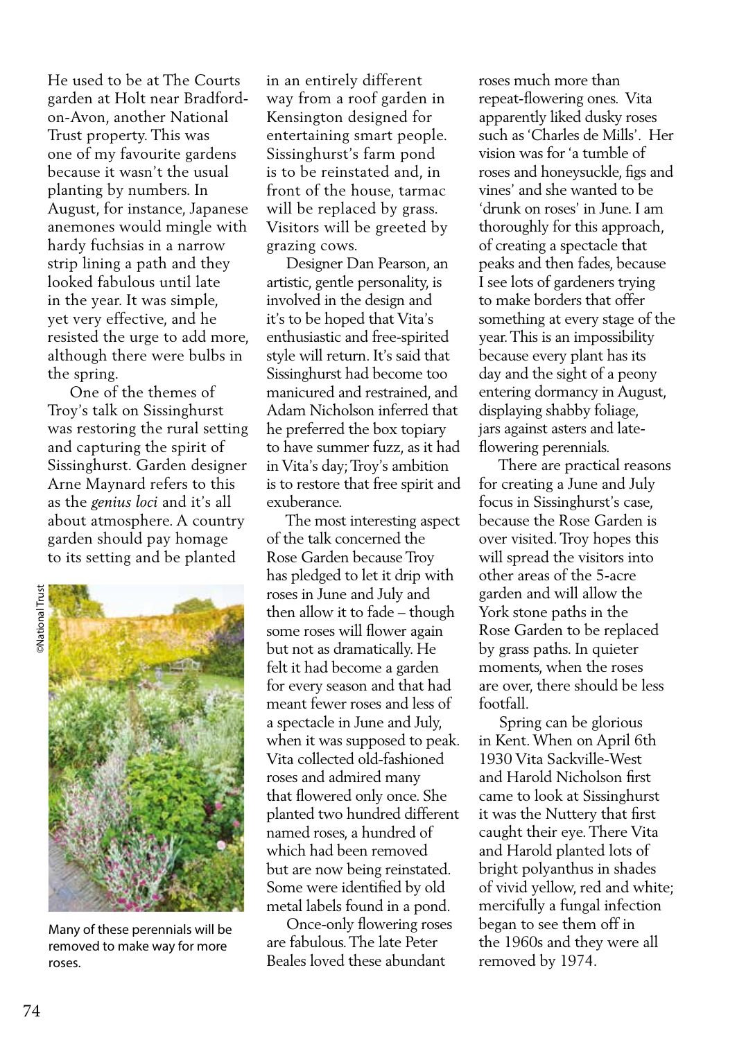He used to be at The Courts garden at Holt near Bradford-on-Avon, another National Trust property. This was one of my favourite gardens because it wasn't the usual planting by numbers. In August, for instance, Japanese anemones would mingle with hardy fuchsias in a narrow strip lining a path and they looked fabulous until late in the year. It was simple, yet very effective, and he resisted the urge to add more, although there were bulbs in the spring.

One of the themes of Troy's talk on Sissinghurst was restoring the rural setting and capturing the spirit of Sissinghurst. Garden designer Arne Maynard refers to this as the *genius loci* and it's all about atmosphere. A country garden should pay homage to its setting and be planted in an entirely different way from a roof garden in Kensington designed for entertaining smart people. Sissinghurst's farm pond is to be reinstated and, in front of the house, tarmac will be replaced by grass. Visitors will be greeted by grazing cows.

Designer Dan Pearson, an artistic, gentle personality, is involved in the design and it's to be hoped that Vita's enthusiastic and free-spirited style will return. It's said that Sissinghurst had become too manicured and restrained, and Adam Nicholson inferred that he preferred the box topiary to have summer fuzz, as it had in Vita's day; Troy's ambition is to restore that free spirit and exuberance.

The most interesting aspect of the talk concerned the Rose Garden because Troy has pledged to let it drip with roses in June and July and then allow it to fade – though some roses will flower again but not as dramatically. He felt it had become a garden for every season and that had meant fewer roses and less of a spectacle in June and July, when it was supposed to peak. Vita collected old-fashioned roses and admired many that flowered only once. She planted two hundred different named roses, a hundred of which had been removed but are now being reinstated. Some were identified by old metal labels found in a pond.

Once-only flowering roses are fabulous. The late Peter Beales loved these abundant roses much more than repeat-flowering ones. Vita apparently liked dusky roses such as 'Charles de Mills'. Her vision was for 'a tumble of roses and honeysuckle, figs and vines' and she wanted to be 'drunk on roses' in June. I am thoroughly for this approach, of creating a spectacle that peaks and then fades, because I see lots of gardeners trying to make borders that offer something at every stage of the year. This is an impossibility because every plant has its day and the sight of a peony entering dormancy in August, displaying shabby foliage, jars against asters and late-flowering perennials.

There are practical reasons for creating a June and July focus in Sissinghurst's case, because the Rose Garden is over visited. Troy hopes this will spread the visitors into other areas of the 5-acre garden and will allow the York stone paths in the Rose Garden to be replaced by grass paths. In quieter moments, when the roses are over, there should be less footfall.

Spring can be glorious in Kent. When on April 6th 1930 Vita Sackville-West and Harold Nicholson first came to look at Sissinghurst it was the Nuttery that first caught their eye. There Vita and Harold planted lots of bright polyanthus in shades of vivid yellow, red and white; mercifully a fungal infection began to see them off in the 1960s and they were all removed by 1974.

©National Trust

Many of these perennials will be removed to make way for more roses.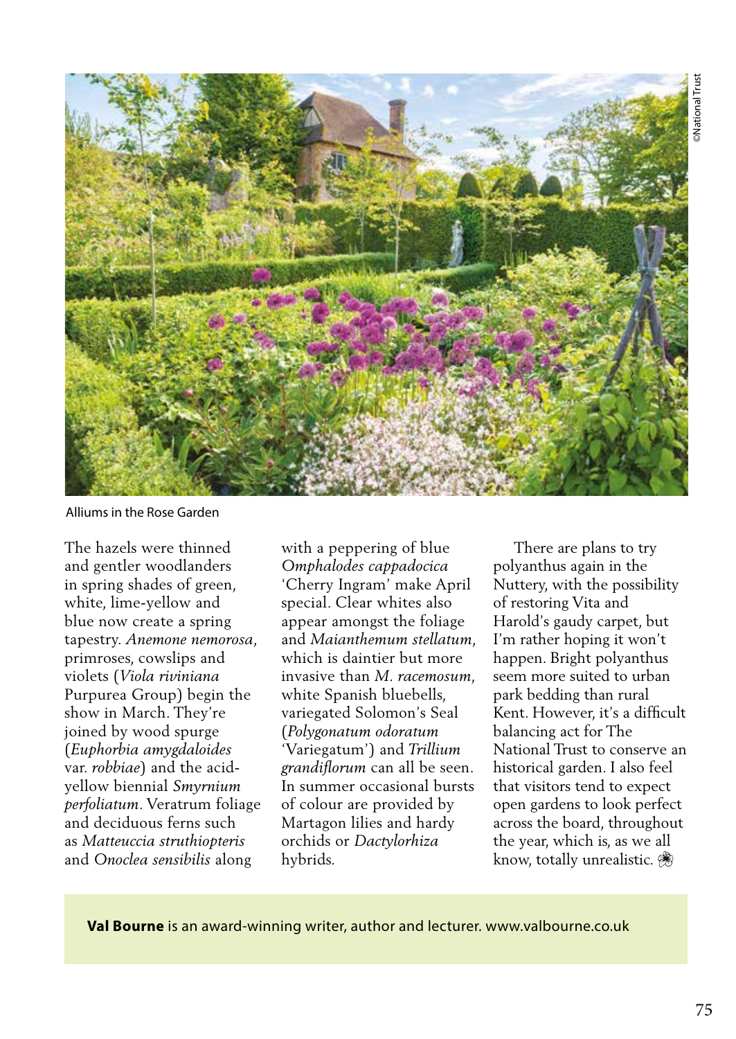Alliums in the Rose Garden

©National Trust

The hazels were thinned and gentler woodlanders in spring shades of green, white, lime-yellow and blue now create a spring tapestry. *Anemone nemorosa*, primroses, cowslips and violets (*Viola riviniana* Purpurea Group) begin the show in March. They're joined by wood spurge (*Euphorbia amygdaloides* var. *robbiae*) and the acid-yellow biennial *Smyrnium perfoliatum*. Veratrum foliage and deciduous ferns such as *Matteuccia struthiopteris* and *Onoclea sensibilis* along with a peppering of blue *Omphalodes cappadocica* 'Cherry Ingram' make April special. Clear whites also appear amongst the foliage and *Maianthemum stellatum*, which is daintier but more invasive than *M. racemosum*, white Spanish bluebells, variegated Solomon's Seal (*Polygonatum odoratum* 'Variegatum') and *Trillium grandiflorum* can all be seen. In summer occasional bursts of colour are provided by Martagon lilies and hardy orchids or *Dactylorhiza* hybrids.

There are plans to try polyanthus again in the Nuttery, with the possibility of restoring Vita and Harold's gaudy carpet, but I'm rather hoping it won't happen. Bright polyanthus seem more suited to urban park bedding than rural Kent. However, it's a difficult balancing act for The National Trust to conserve an historical garden. I also feel that visitors tend to expect open gardens to look perfect across the board, throughout the year, which is, as we all know, totally unrealistic.

**Val Bourne** is an award-winning writer, author and lecturer. www.valbourne.co.uk